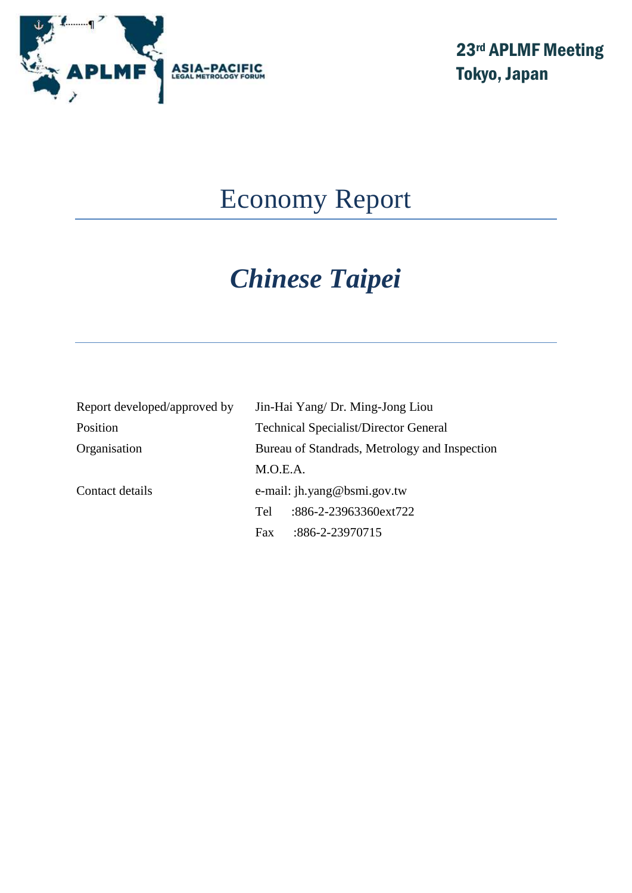ASIA-PACIFIC LEGAL METROLOGY FORUM

23rd APLMF Meeting
Tokyo, Japan

# Economy Report

## *Chinese Taipei*

| | |
|---|---|
| Report developed/approved by | Jin-Hai Yang/ Dr. Ming-Jong Liou |
| Position | Technical Specialist/Director General |
| Organisation | Bureau of Standrads, Metrology and Inspection M.O.E.A. |
| Contact details | e-mail: jh.yang@bsmi.gov.tw |
| | Tel :886-2-23963360ext722 |
| | Fax :886-2-23970715 |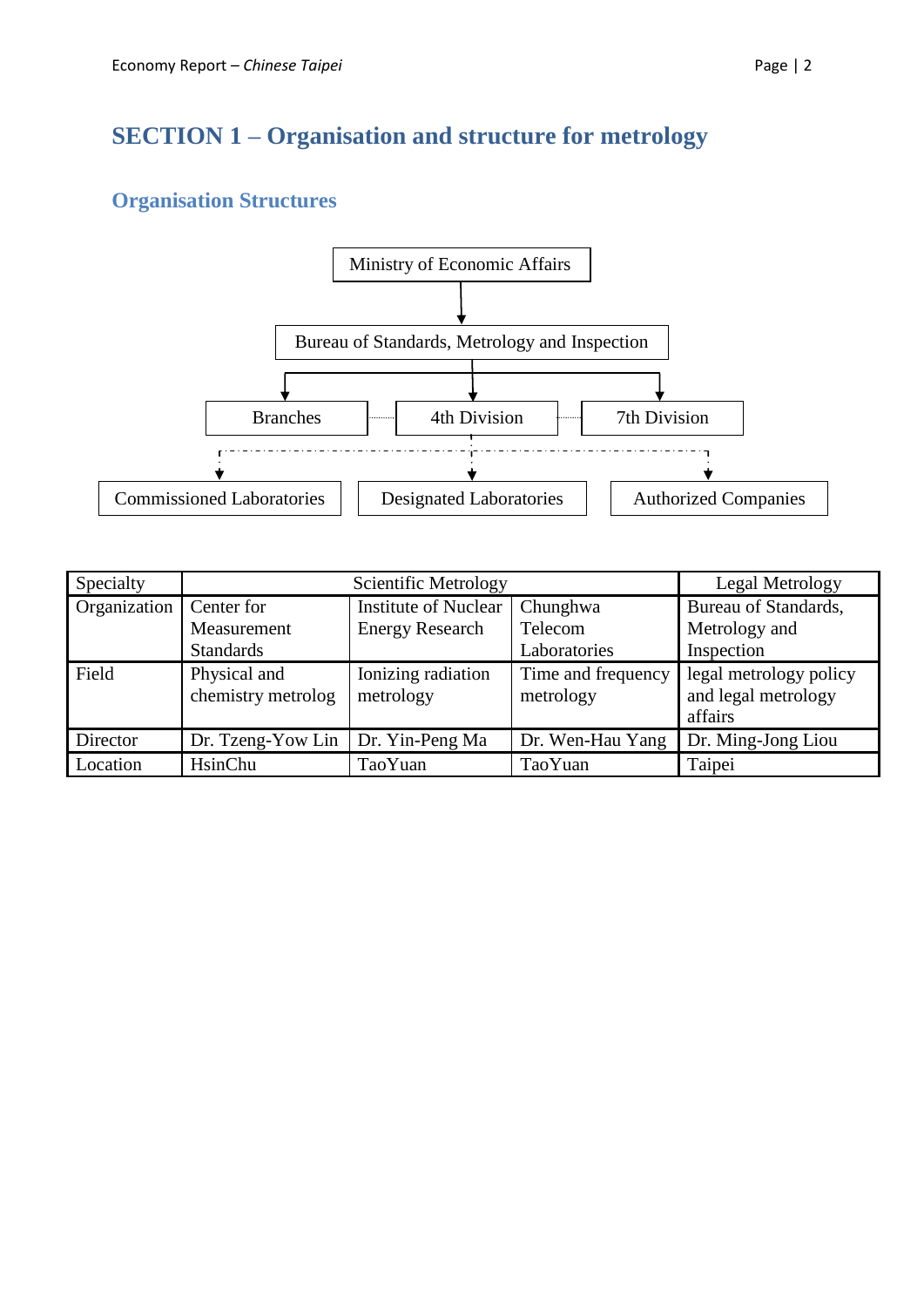# SECTION 1 – Organisation and structure for metrology

## Organisation Structures

Ministry of Economic Affairs

Bureau of Standards, Metrology and Inspection

Branches | 4th Division | 7th Division

Commissioned Laboratories | Designated Laboratories | Authorized Companies

| Specialty | Scientific Metrology | | | Legal Metrology |
| --- | --- | --- | --- | --- |
| Organization | Center for Measurement Standards | Institute of Nuclear Energy Research | Chunghwa Telecom Laboratories | Bureau of Standards, Metrology and Inspection |
| Field | Physical and chemistry metrolog | Ionizing radiation metrology | Time and frequency metrology | legal metrology policy and legal metrology affairs |
| Director | Dr. Tzeng-Yow Lin | Dr. Yin-Peng Ma | Dr. Wen-Hau Yang | Dr. Ming-Jong Liou |
| Location | HsinChu | TaoYuan | TaoYuan | Taipei |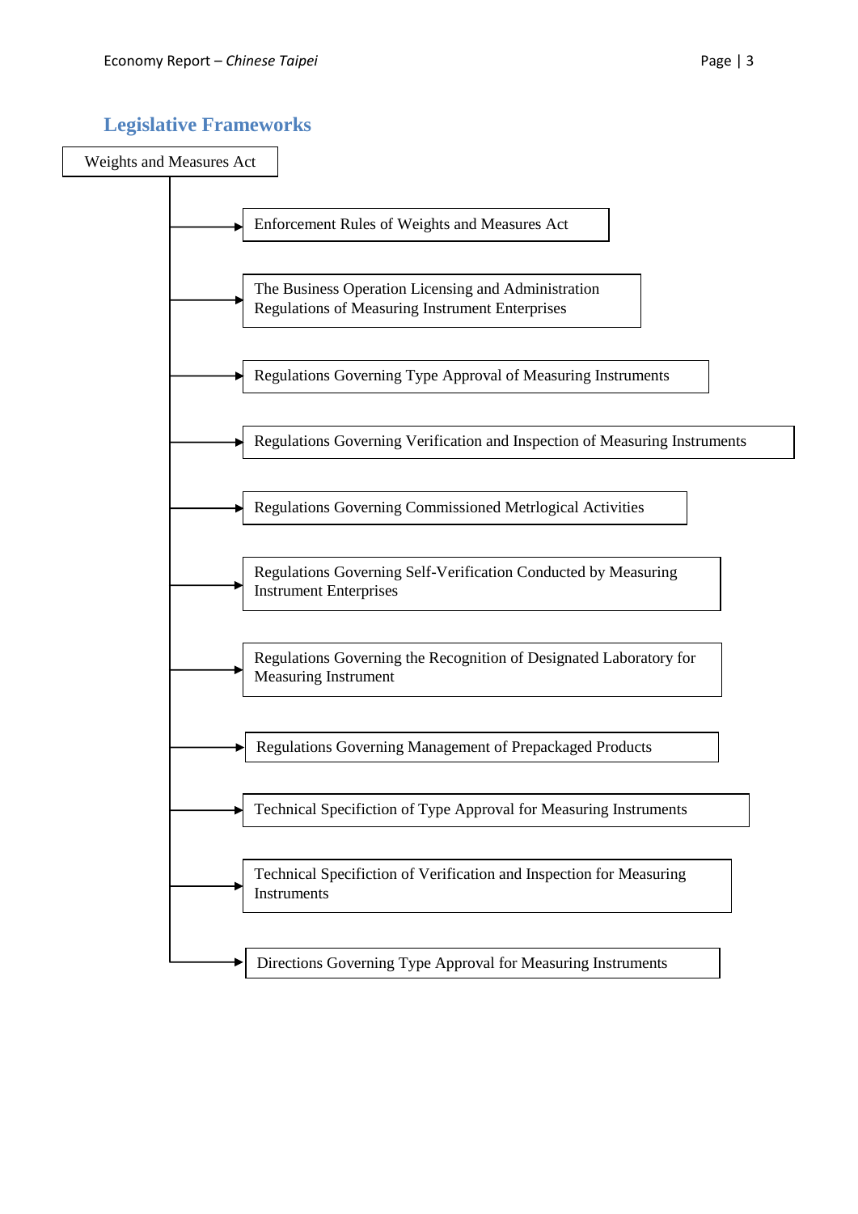## Legislative Frameworks

Weights and Measures Act

- Enforcement Rules of Weights and Measures Act
- The Business Operation Licensing and Administration Regulations of Measuring Instrument Enterprises
- Regulations Governing Type Approval of Measuring Instruments
- Regulations Governing Verification and Inspection of Measuring Instruments
- Regulations Governing Commissioned Metrlogical Activities
- Regulations Governing Self-Verification Conducted by Measuring Instrument Enterprises
- Regulations Governing the Recognition of Designated Laboratory for Measuring Instrument
- Regulations Governing Management of Prepackaged Products
- Technical Specifiction of Type Approval for Measuring Instruments
- Technical Specifiction of Verification and Inspection for Measuring Instruments
- Directions Governing Type Approval for Measuring Instruments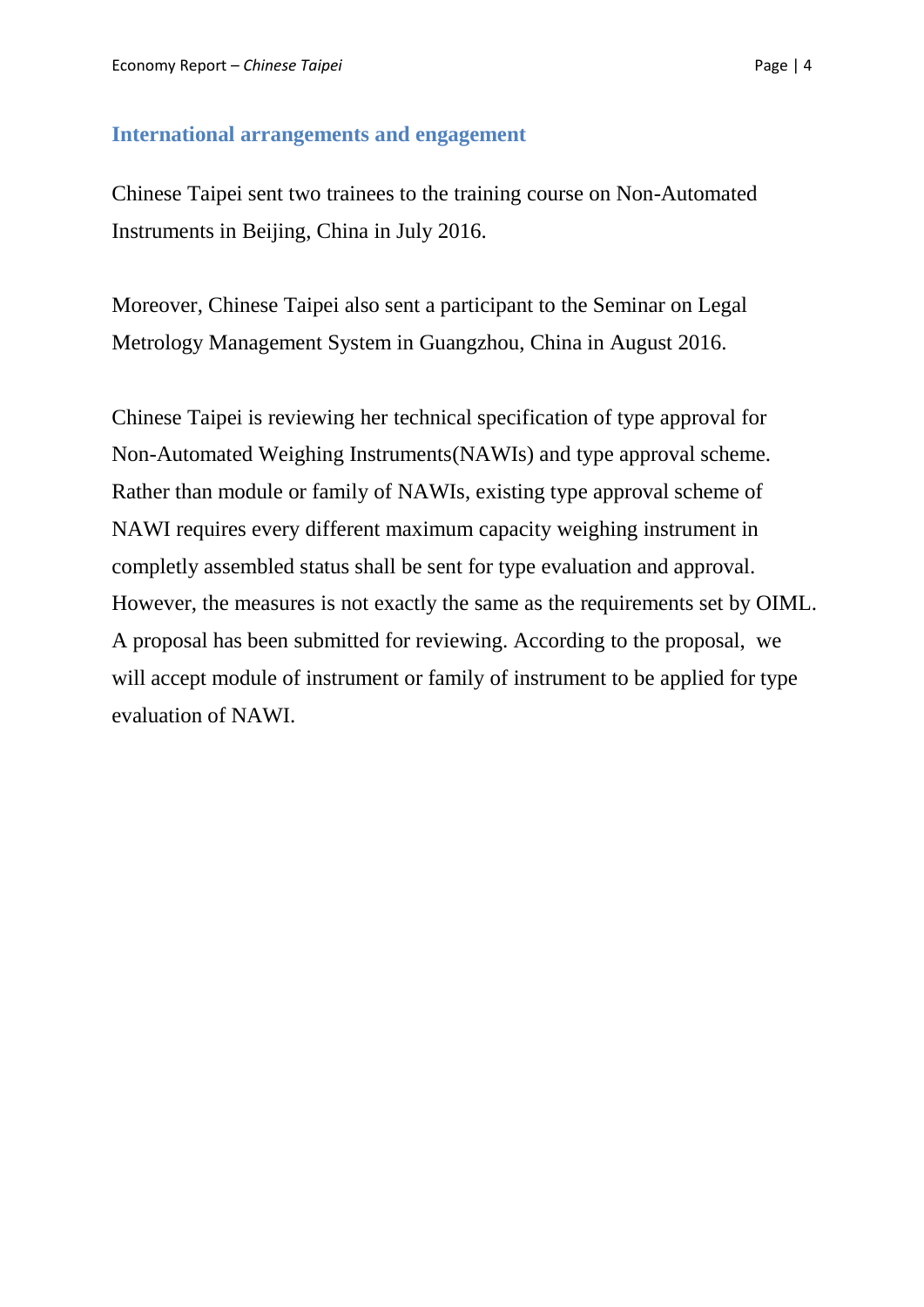## International arrangements and engagement

Chinese Taipei sent two trainees to the training course on Non-Automated Instruments in Beijing, China in July 2016.

Moreover, Chinese Taipei also sent a participant to the Seminar on Legal Metrology Management System in Guangzhou, China in August 2016.

Chinese Taipei is reviewing her technical specification of type approval for Non-Automated Weighing Instruments(NAWIs) and type approval scheme. Rather than module or family of NAWIs, existing type approval scheme of NAWI requires every different maximum capacity weighing instrument in completly assembled status shall be sent for type evaluation and approval. However, the measures is not exactly the same as the requirements set by OIML. A proposal has been submitted for reviewing. According to the proposal, we will accept module of instrument or family of instrument to be applied for type evaluation of NAWI.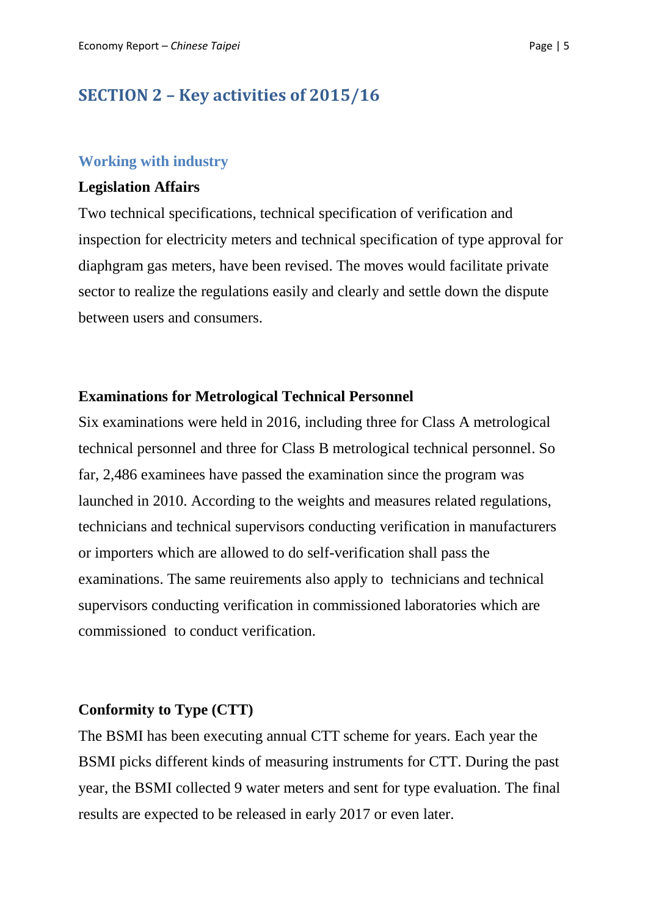## SECTION 2 – Key activities of 2015/16

### Working with industry

**Legislation Affairs**

Two technical specifications, technical specification of verification and inspection for electricity meters and technical specification of type approval for diaphgram gas meters, have been revised. The moves would facilitate private sector to realize the regulations easily and clearly and settle down the dispute between users and consumers.

**Examinations for Metrological Technical Personnel**

Six examinations were held in 2016, including three for Class A metrological technical personnel and three for Class B metrological technical personnel. So far, 2,486 examinees have passed the examination since the program was launched in 2010. According to the weights and measures related regulations, technicians and technical supervisors conducting verification in manufacturers or importers which are allowed to do self-verification shall pass the examinations. The same reuirements also apply to technicians and technical supervisors conducting verification in commissioned laboratories which are commissioned to conduct verification.

**Conformity to Type (CTT)**

The BSMI has been executing annual CTT scheme for years. Each year the BSMI picks different kinds of measuring instruments for CTT. During the past year, the BSMI collected 9 water meters and sent for type evaluation. The final results are expected to be released in early 2017 or even later.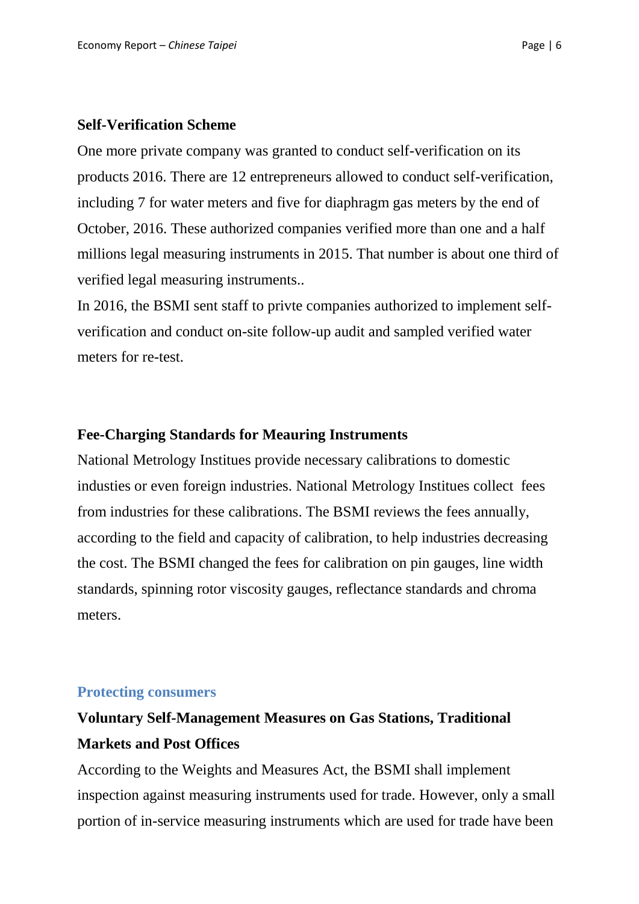### Self-Verification Scheme

One more private company was granted to conduct self-verification on its products 2016. There are 12 entrepreneurs allowed to conduct self-verification, including 7 for water meters and five for diaphragm gas meters by the end of October, 2016. These authorized companies verified more than one and a half millions legal measuring instruments in 2015. That number is about one third of verified legal measuring instruments..

In 2016, the BSMI sent staff to privte companies authorized to implement self-verification and conduct on-site follow-up audit and sampled verified water meters for re-test.

### Fee-Charging Standards for Meauring Instruments

National Metrology Institues provide necessary calibrations to domestic industies or even foreign industries. National Metrology Institues collect fees from industries for these calibrations. The BSMI reviews the fees annually, according to the field and capacity of calibration, to help industries decreasing the cost. The BSMI changed the fees for calibration on pin gauges, line width standards, spinning rotor viscosity gauges, reflectance standards and chroma meters.

## Protecting consumers

### Voluntary Self-Management Measures on Gas Stations, Traditional Markets and Post Offices

According to the Weights and Measures Act, the BSMI shall implement inspection against measuring instruments used for trade. However, only a small portion of in-service measuring instruments which are used for trade have been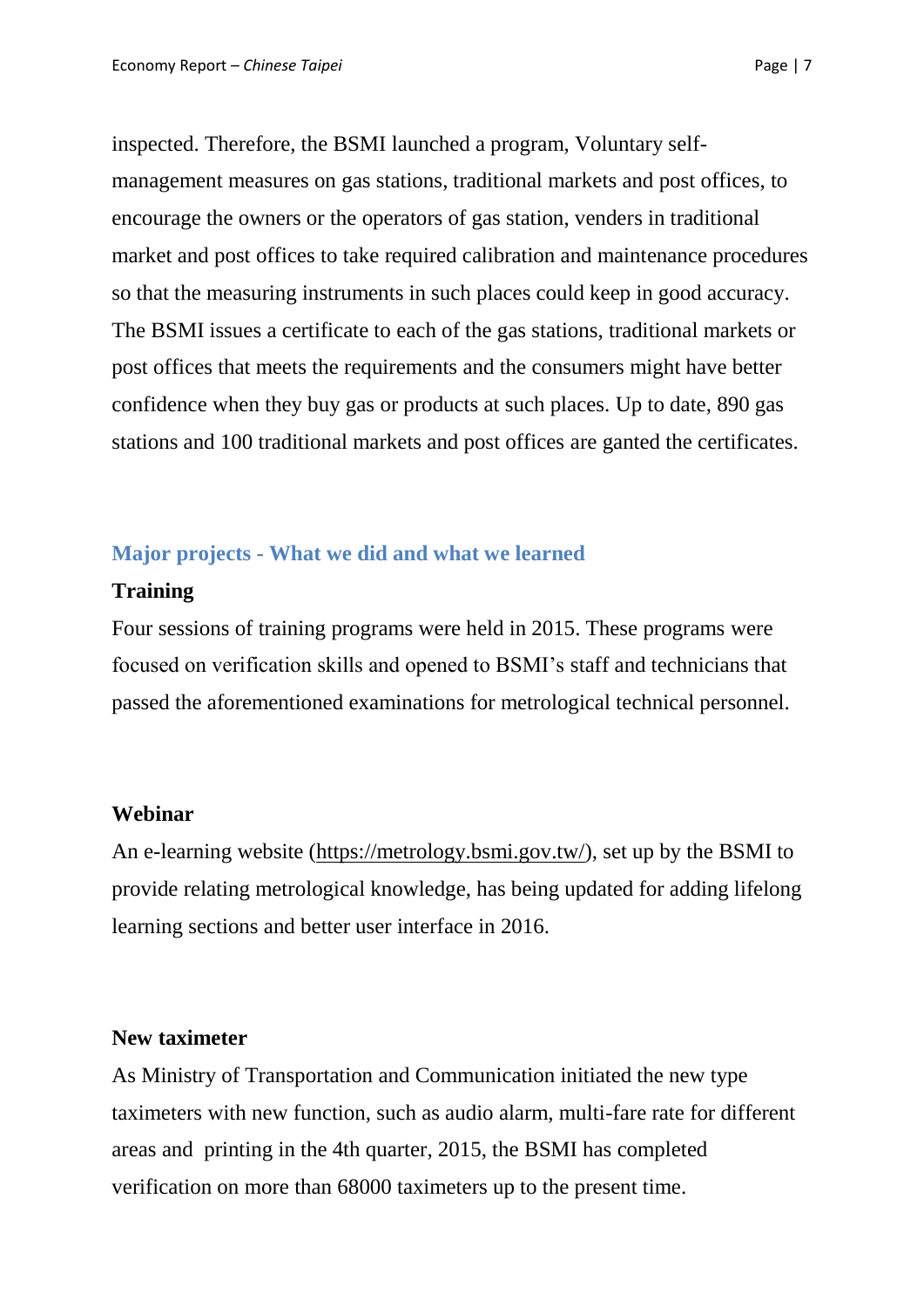inspected. Therefore, the BSMI launched a program, Voluntary self-management measures on gas stations, traditional markets and post offices, to encourage the owners or the operators of gas station, venders in traditional market and post offices to take required calibration and maintenance procedures so that the measuring instruments in such places could keep in good accuracy. The BSMI issues a certificate to each of the gas stations, traditional markets or post offices that meets the requirements and the consumers might have better confidence when they buy gas or products at such places. Up to date, 890 gas stations and 100 traditional markets and post offices are ganted the certificates.

## Major projects - What we did and what we learned

### Training

Four sessions of training programs were held in 2015. These programs were focused on verification skills and opened to BSMI's staff and technicians that passed the aforementioned examinations for metrological technical personnel.

### Webinar

An e-learning website (https://metrology.bsmi.gov.tw/), set up by the BSMI to provide relating metrological knowledge, has being updated for adding lifelong learning sections and better user interface in 2016.

### New taximeter

As Ministry of Transportation and Communication initiated the new type taximeters with new function, such as audio alarm, multi-fare rate for different areas and printing in the 4th quarter, 2015, the BSMI has completed verification on more than 68000 taximeters up to the present time.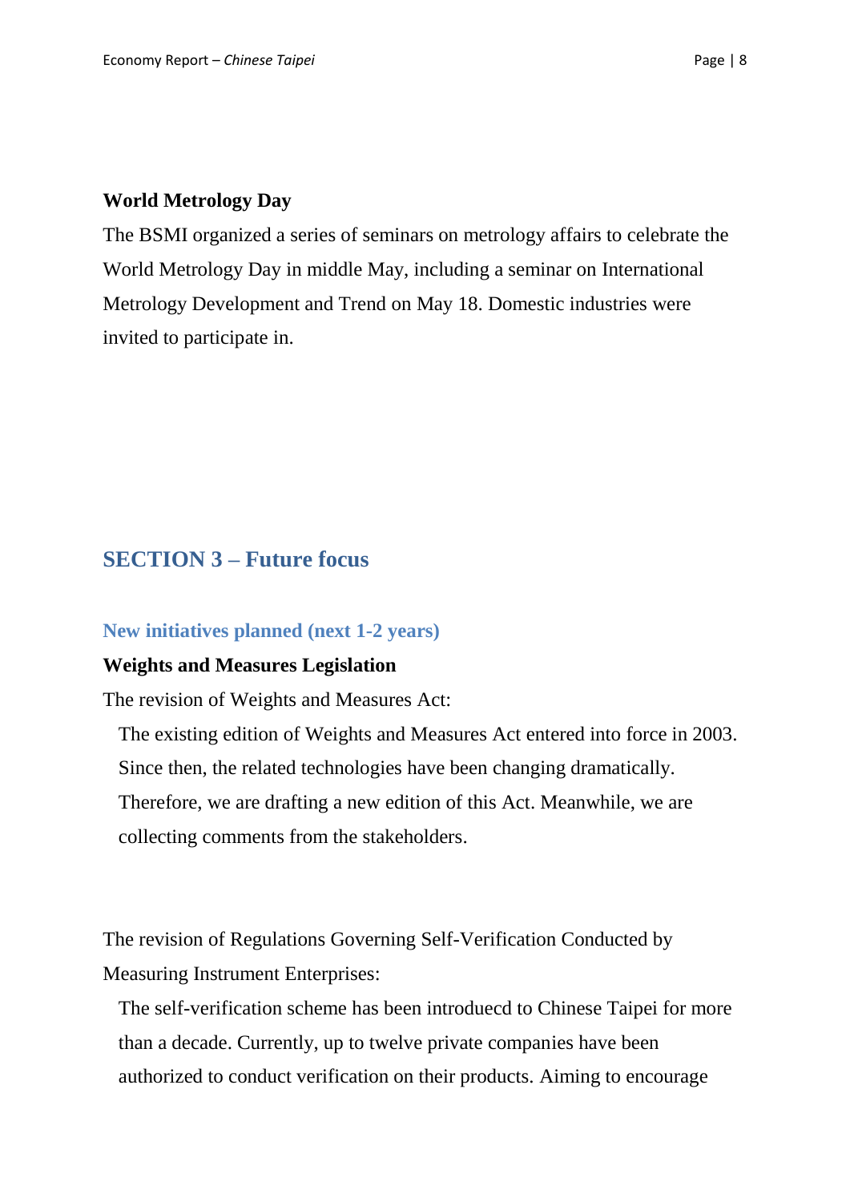**World Metrology Day**

The BSMI organized a series of seminars on metrology affairs to celebrate the World Metrology Day in middle May, including a seminar on International Metrology Development and Trend on May 18. Domestic industries were invited to participate in.

## SECTION 3 – Future focus

### New initiatives planned (next 1-2 years)

**Weights and Measures Legislation**

The revision of Weights and Measures Act:

The existing edition of Weights and Measures Act entered into force in 2003. Since then, the related technologies have been changing dramatically. Therefore, we are drafting a new edition of this Act. Meanwhile, we are collecting comments from the stakeholders.

The revision of Regulations Governing Self-Verification Conducted by Measuring Instrument Enterprises:

The self-verification scheme has been introduecd to Chinese Taipei for more than a decade. Currently, up to twelve private companies have been authorized to conduct verification on their products. Aiming to encourage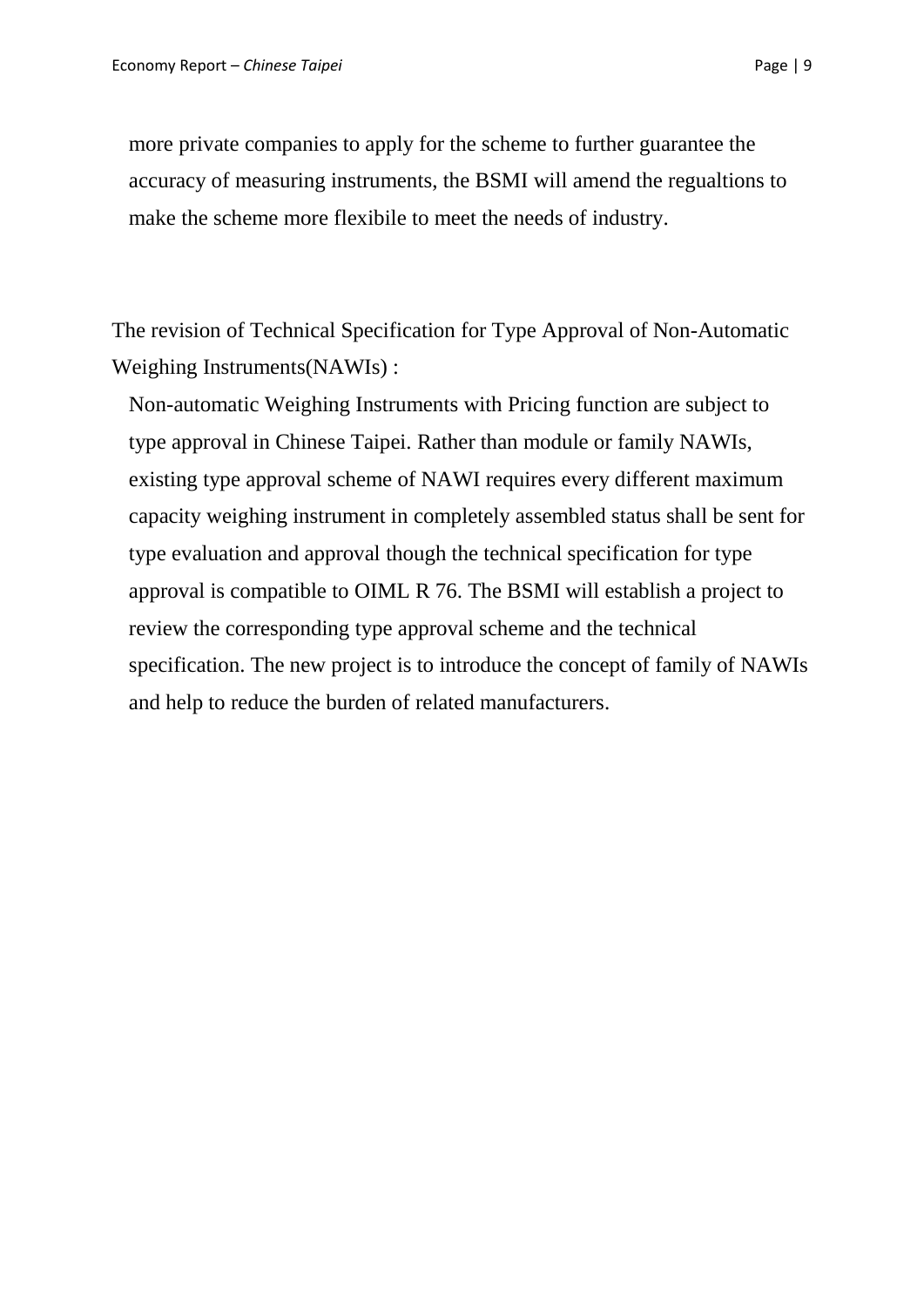more private companies to apply for the scheme to further guarantee the accuracy of measuring instruments, the BSMI will amend the regualtions to make the scheme more flexibile to meet the needs of industry.

The revision of Technical Specification for Type Approval of Non-Automatic Weighing Instruments(NAWIs) :

Non-automatic Weighing Instruments with Pricing function are subject to type approval in Chinese Taipei. Rather than module or family NAWIs, existing type approval scheme of NAWI requires every different maximum capacity weighing instrument in completely assembled status shall be sent for type evaluation and approval though the technical specification for type approval is compatible to OIML R 76. The BSMI will establish a project to review the corresponding type approval scheme and the technical specification. The new project is to introduce the concept of family of NAWIs and help to reduce the burden of related manufacturers.